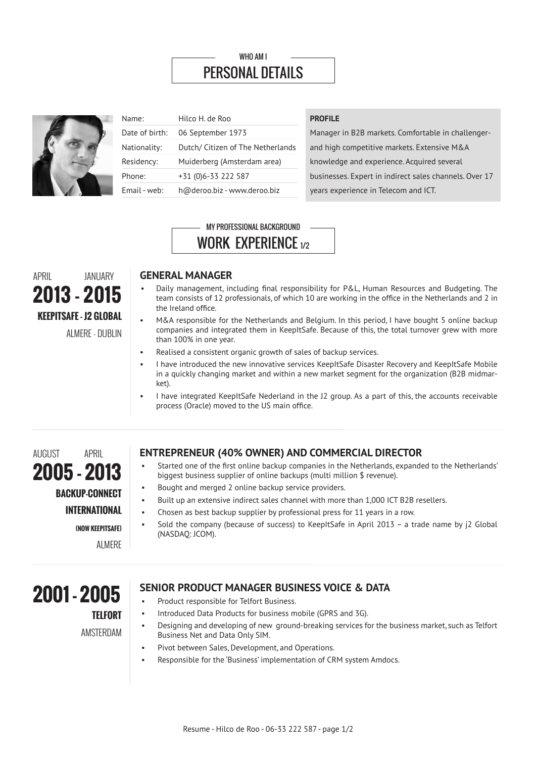WHO AM I

# PERSONAL DETAILS

| | |
|---|---|
| Name: | Hilco H. de Roo |
| Date of birth: | 06 September 1973 |
| Nationality: | Dutch/ Citizen of The Netherlands |
| Residency: | Muiderberg (Amsterdam area) |
| Phone: | +31 (0)6-33 222 587 |
| Email - web: | h@deroo.biz - www.deroo.biz |

**PROFILE**

Manager in B2B markets. Comfortable in challenger- and high competitive markets. Extensive M&A knowledge and experience. Acquired several businesses. Expert in indirect sales channels. Over 17 years experience in Telecom and ICT.

MY PROFESSIONAL BACKGROUND

# WORK EXPERIENCE 1/2

APRIL 2013 - JANUARY 2015
**KEEPITSAFE - J2 GLOBAL**
ALMERE - DUBLIN

## GENERAL MANAGER

- Daily management, including final responsibility for P&L, Human Resources and Budgeting. The team consists of 12 professionals, of which 10 are working in the office in the Netherlands and 2 in the Ireland office.
- M&A responsible for the Netherlands and Belgium. In this period, I have bought 5 online backup companies and integrated them in KeepItSafe. Because of this, the total turnover grew with more than 100% in one year.
- Realised a consistent organic growth of sales of backup services.
- I have introduced the new innovative services KeepItSafe Disaster Recovery and KeepItSafe Mobile in a quickly changing market and within a new market segment for the organization (B2B midmarket).
- I have integrated KeepItSafe Nederland in the J2 group. As a part of this, the accounts receivable process (Oracle) moved to the US main office.

---

AUGUST 2005 - APRIL 2013
**BACKUP-CONNECT INTERNATIONAL**
**(NOW KEEPITSAFE)**
ALMERE

## ENTREPRENEUR (40% OWNER) AND COMMERCIAL DIRECTOR

- Started one of the first online backup companies in the Netherlands, expanded to the Netherlands' biggest business supplier of online backups (multi million $ revenue).
- Bought and merged 2 online backup service providers.
- Built up an extensive indirect sales channel with more than 1,000 ICT B2B resellers.
- Chosen as best backup supplier by professional press for 11 years in a row.
- Sold the company (because of success) to KeepItSafe in April 2013 – a trade name by j2 Global (NASDAQ: JCOM).

---

2001 - 2005
**TELFORT**
AMSTERDAM

## SENIOR PRODUCT MANAGER BUSINESS VOICE & DATA

- Product responsible for Telfort Business.
- Introduced Data Products for business mobile (GPRS and 3G).
- Designing and developing of new ground-breaking services for the business market, such as Telfort Business Net and Data Only SIM.
- Pivot between Sales, Development, and Operations.
- Responsible for the 'Business' implementation of CRM system Amdocs.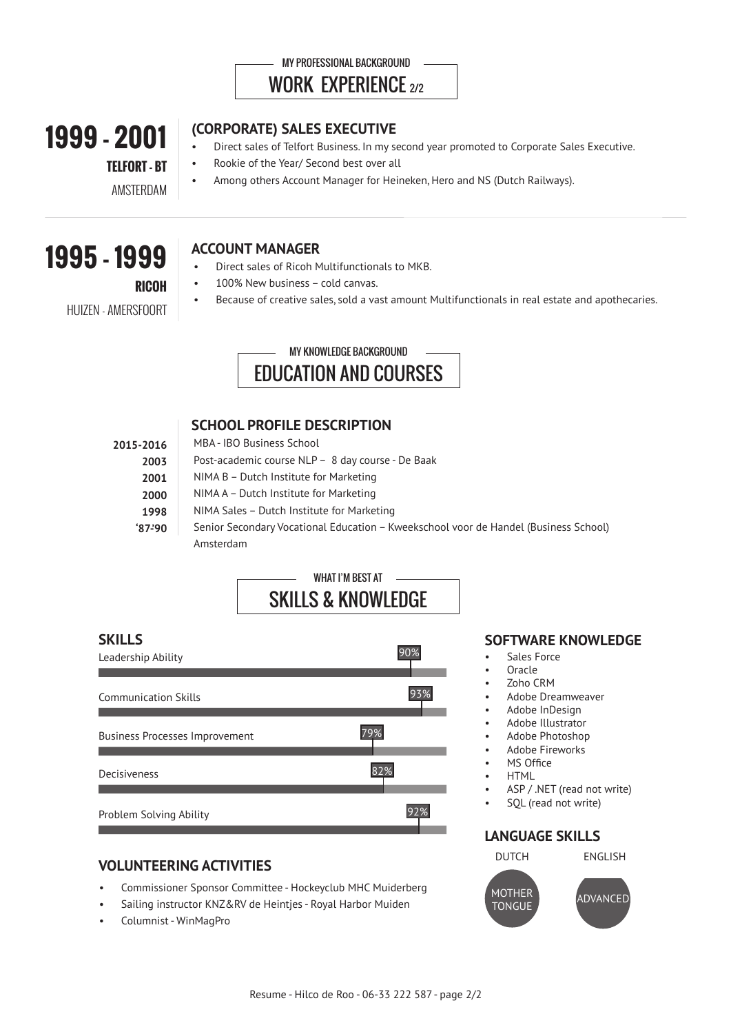MY PROFESSIONAL BACKGROUND

# WORK EXPERIENCE 2/2

## 1999 - 2001

**TELFORT - BT**

AMSTERDAM

### (CORPORATE) SALES EXECUTIVE

- Direct sales of Telfort Business. In my second year promoted to Corporate Sales Executive.
- Rookie of the Year/ Second best over all
- Among others Account Manager for Heineken, Hero and NS (Dutch Railways).

## 1995 - 1999

**RICOH**

HUIZEN - AMERSFOORT

### ACCOUNT MANAGER

- Direct sales of Ricoh Multifunctionals to MKB.
- 100% New business – cold canvas.
- Because of creative sales, sold a vast amount Multifunctionals in real estate and apothecaries.

MY KNOWLEDGE BACKGROUND

# EDUCATION AND COURSES

### SCHOOL PROFILE DESCRIPTION

| | |
|---|---|
| **2015-2016** | MBA - IBO Business School |
| **2003** | Post-academic course NLP – 8 day course - De Baak |
| **2001** | NIMA B – Dutch Institute for Marketing |
| **2000** | NIMA A – Dutch Institute for Marketing |
| **1998** | NIMA Sales – Dutch Institute for Marketing |
| **'87-'90** | Senior Secondary Vocational Education – Kweekschool voor de Handel (Business School) Amsterdam |

WHAT I'M BEST AT

# SKILLS & KNOWLEDGE

### SKILLS

Leadership Ability 90%

Communication Skills 93%

Business Processes Improvement 79%

Decisiveness 82%

Problem Solving Ability 92%

### VOLUNTEERING ACTIVITIES

- Commissioner Sponsor Committee - Hockeyclub MHC Muiderberg
- Sailing instructor KNZ&RV de Heintjes - Royal Harbor Muiden
- Columnist - WinMagPro

### SOFTWARE KNOWLEDGE

- Sales Force
- Oracle
- Zoho CRM
- Adobe Dreamweaver
- Adobe InDesign
- Adobe Illustrator
- Adobe Photoshop
- Adobe Fireworks
- MS Office
- HTML
- ASP / .NET (read not write)
- SQL (read not write)

### LANGUAGE SKILLS

DUTCH: MOTHER TONGUE

ENGLISH: ADVANCED

Resume - Hilco de Roo - 06-33 222 587